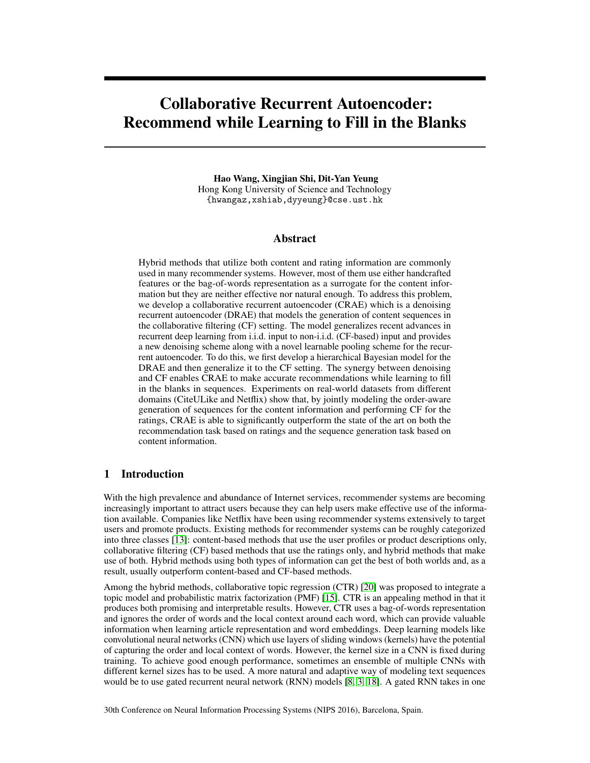# Collaborative Recurrent Autoencoder: Recommend while Learning to Fill in the Blanks

**Hao Wang, Xingjian Shi, Dit-Yan Yeung**
Hong Kong University of Science and Technology
{hwangaz,xshiab,dyyeung}@cse.ust.hk

## Abstract

Hybrid methods that utilize both content and rating information are commonly used in many recommender systems. However, most of them use either handcrafted features or the bag-of-words representation as a surrogate for the content information but they are neither effective nor natural enough. To address this problem, we develop a collaborative recurrent autoencoder (CRAE) which is a denoising recurrent autoencoder (DRAE) that models the generation of content sequences in the collaborative filtering (CF) setting. The model generalizes recent advances in recurrent deep learning from i.i.d. input to non-i.i.d. (CF-based) input and provides a new denoising scheme along with a novel learnable pooling scheme for the recurrent autoencoder. To do this, we first develop a hierarchical Bayesian model for the DRAE and then generalize it to the CF setting. The synergy between denoising and CF enables CRAE to make accurate recommendations while learning to fill in the blanks in sequences. Experiments on real-world datasets from different domains (CiteULike and Netflix) show that, by jointly modeling the order-aware generation of sequences for the content information and performing CF for the ratings, CRAE is able to significantly outperform the state of the art on both the recommendation task based on ratings and the sequence generation task based on content information.

## 1 Introduction

With the high prevalence and abundance of Internet services, recommender systems are becoming increasingly important to attract users because they can help users make effective use of the information available. Companies like Netflix have been using recommender systems extensively to target users and promote products. Existing methods for recommender systems can be roughly categorized into three classes [13]: content-based methods that use the user profiles or product descriptions only, collaborative filtering (CF) based methods that use the ratings only, and hybrid methods that make use of both. Hybrid methods using both types of information can get the best of both worlds and, as a result, usually outperform content-based and CF-based methods.

Among the hybrid methods, collaborative topic regression (CTR) [20] was proposed to integrate a topic model and probabilistic matrix factorization (PMF) [15]. CTR is an appealing method in that it produces both promising and interpretable results. However, CTR uses a bag-of-words representation and ignores the order of words and the local context around each word, which can provide valuable information when learning article representation and word embeddings. Deep learning models like convolutional neural networks (CNN) which use layers of sliding windows (kernels) have the potential of capturing the order and local context of words. However, the kernel size in a CNN is fixed during training. To achieve good enough performance, sometimes an ensemble of multiple CNNs with different kernel sizes has to be used. A more natural and adaptive way of modeling text sequences would be to use gated recurrent neural network (RNN) models [8, 3, 18]. A gated RNN takes in one

30th Conference on Neural Information Processing Systems (NIPS 2016), Barcelona, Spain.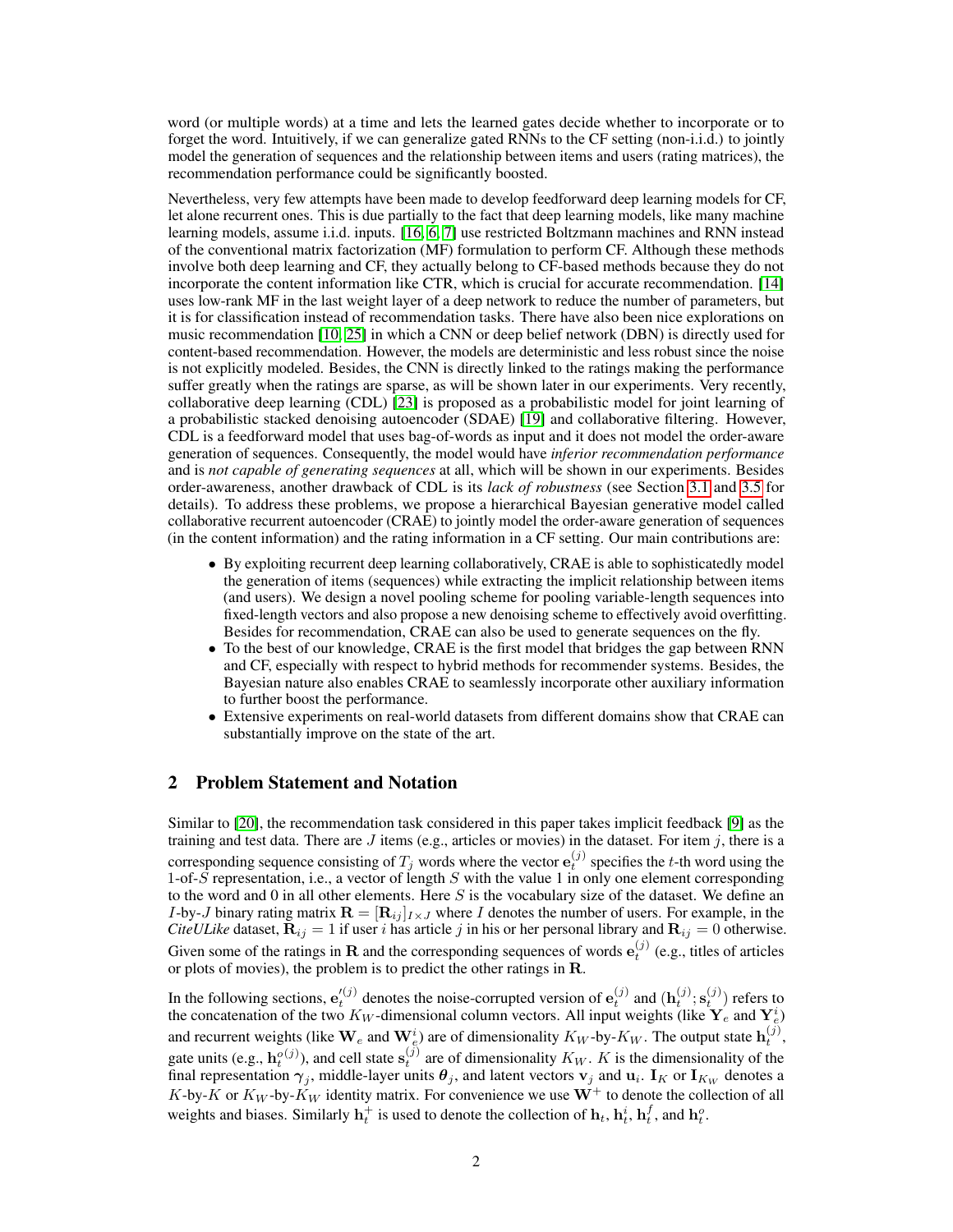word (or multiple words) at a time and lets the learned gates decide whether to incorporate or to forget the word. Intuitively, if we can generalize gated RNNs to the CF setting (non-i.i.d.) to jointly model the generation of sequences and the relationship between items and users (rating matrices), the recommendation performance could be significantly boosted.

Nevertheless, very few attempts have been made to develop feedforward deep learning models for CF, let alone recurrent ones. This is due partially to the fact that deep learning models, like many machine learning models, assume i.i.d. inputs. [16, 6, 7] use restricted Boltzmann machines and RNN instead of the conventional matrix factorization (MF) formulation to perform CF. Although these methods involve both deep learning and CF, they actually belong to CF-based methods because they do not incorporate the content information like CTR, which is crucial for accurate recommendation. [14] uses low-rank MF in the last weight layer of a deep network to reduce the number of parameters, but it is for classification instead of recommendation tasks. There have also been nice explorations on music recommendation [10, 25] in which a CNN or deep belief network (DBN) is directly used for content-based recommendation. However, the models are deterministic and less robust since the noise is not explicitly modeled. Besides, the CNN is directly linked to the ratings making the performance suffer greatly when the ratings are sparse, as will be shown later in our experiments. Very recently, collaborative deep learning (CDL) [23] is proposed as a probabilistic model for joint learning of a probabilistic stacked denoising autoencoder (SDAE) [19] and collaborative filtering. However, CDL is a feedforward model that uses bag-of-words as input and it does not model the order-aware generation of sequences. Consequently, the model would have *inferior recommendation performance* and is *not capable of generating sequences* at all, which will be shown in our experiments. Besides order-awareness, another drawback of CDL is its *lack of robustness* (see Section 3.1 and 3.5 for details). To address these problems, we propose a hierarchical Bayesian generative model called collaborative recurrent autoencoder (CRAE) to jointly model the order-aware generation of sequences (in the content information) and the rating information in a CF setting. Our main contributions are:

- By exploiting recurrent deep learning collaboratively, CRAE is able to sophisticatedly model the generation of items (sequences) while extracting the implicit relationship between items (and users). We design a novel pooling scheme for pooling variable-length sequences into fixed-length vectors and also propose a new denoising scheme to effectively avoid overfitting. Besides for recommendation, CRAE can also be used to generate sequences on the fly.
- To the best of our knowledge, CRAE is the first model that bridges the gap between RNN and CF, especially with respect to hybrid methods for recommender systems. Besides, the Bayesian nature also enables CRAE to seamlessly incorporate other auxiliary information to further boost the performance.
- Extensive experiments on real-world datasets from different domains show that CRAE can substantially improve on the state of the art.

## 2 Problem Statement and Notation

Similar to [20], the recommendation task considered in this paper takes implicit feedback [9] as the training and test data. There are $J$ items (e.g., articles or movies) in the dataset. For item $j$, there is a corresponding sequence consisting of $T_j$ words where the vector $\mathbf{e}_t^{(j)}$ specifies the $t$-th word using the 1-of-$S$ representation, i.e., a vector of length $S$ with the value 1 in only one element corresponding to the word and 0 in all other elements. Here $S$ is the vocabulary size of the dataset. We define an $I$-by-$J$ binary rating matrix $\mathbf{R} = [\mathbf{R}_{ij}]_{I \times J}$ where $I$ denotes the number of users. For example, in the *CiteULike* dataset, $\mathbf{R}_{ij} = 1$ if user $i$ has article $j$ in his or her personal library and $\mathbf{R}_{ij} = 0$ otherwise. Given some of the ratings in $\mathbf{R}$ and the corresponding sequences of words $\mathbf{e}_t^{(j)}$ (e.g., titles of articles or plots of movies), the problem is to predict the other ratings in $\mathbf{R}$.

In the following sections, $\mathbf{e}_t^{\prime(j)}$ denotes the noise-corrupted version of $\mathbf{e}_t^{(j)}$ and $(\mathbf{h}_t^{(j)}; \mathbf{s}_t^{(j)})$ refers to the concatenation of the two $K_W$-dimensional column vectors. All input weights (like $\mathbf{Y}_e$ and $\mathbf{Y}_e^i$) and recurrent weights (like $\mathbf{W}_e$ and $\mathbf{W}_e^i$) are of dimensionality $K_W$-by-$K_W$. The output state $\mathbf{h}_t^{(j)}$, gate units (e.g., $\mathbf{h}_t^{o(j)}$), and cell state $\mathbf{s}_t^{(j)}$ are of dimensionality $K_W$. $K$ is the dimensionality of the final representation $\boldsymbol{\gamma}_j$, middle-layer units $\boldsymbol{\theta}_j$, and latent vectors $\mathbf{v}_j$ and $\mathbf{u}_i$. $\mathbf{I}_K$ or $\mathbf{I}_{K_W}$ denotes a $K$-by-$K$ or $K_W$-by-$K_W$ identity matrix. For convenience we use $\mathbf{W}^+$ to denote the collection of all weights and biases. Similarly $\mathbf{h}_t^+$ is used to denote the collection of $\mathbf{h}_t$, $\mathbf{h}_t^i$, $\mathbf{h}_t^f$, and $\mathbf{h}_t^o$.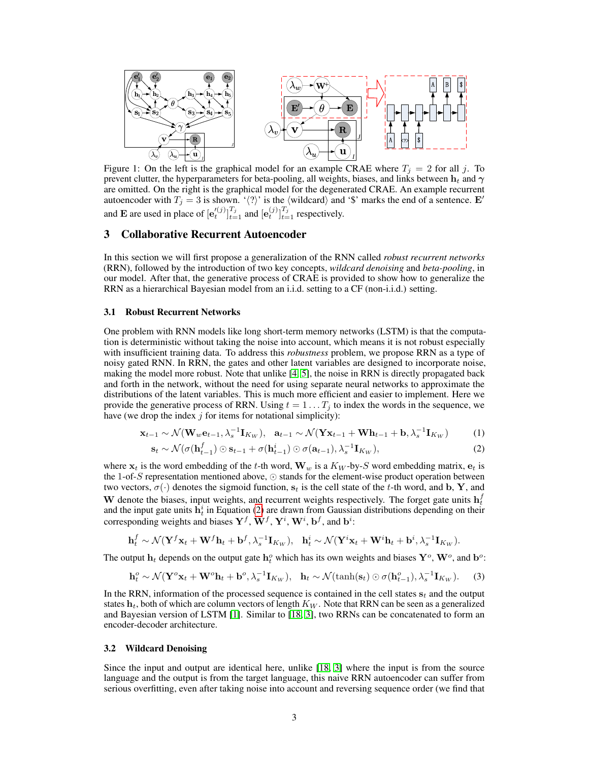Figure 1: On the left is the graphical model for an example CRAE where $T_j = 2$ for all $j$. To prevent clutter, the hyperparameters for beta-pooling, all weights, biases, and links between $\mathbf{h}_t$ and $\boldsymbol{\gamma}$ are omitted. On the right is the graphical model for the degenerated CRAE. An example recurrent autoencoder with $T_j = 3$ is shown. '$\langle ? \rangle$' is the $\langle$wildcard$\rangle$ and '\$' marks the end of a sentence. $\mathbf{E}'$ and $\mathbf{E}$ are used in place of $[\mathbf{e}_t'^{(j)}]_{t=1}^{T_j}$ and $[\mathbf{e}_t^{(j)}]_{t=1}^{T_j}$ respectively.

## 3 Collaborative Recurrent Autoencoder

In this section we will first propose a generalization of the RNN called *robust recurrent networks* (RRN), followed by the introduction of two key concepts, *wildcard denoising* and *beta-pooling*, in our model. After that, the generative process of CRAE is provided to show how to generalize the RRN as a hierarchical Bayesian model from an i.i.d. setting to a CF (non-i.i.d.) setting.

### 3.1 Robust Recurrent Networks

One problem with RNN models like long short-term memory networks (LSTM) is that the computation is deterministic without taking the noise into account, which means it is not robust especially with insufficient training data. To address this *robustness* problem, we propose RRN as a type of noisy gated RNN. In RRN, the gates and other latent variables are designed to incorporate noise, making the model more robust. Note that unlike [4, 5], the noise in RRN is directly propagated back and forth in the network, without the need for using separate neural networks to approximate the distributions of the latent variables. This is much more efficient and easier to implement. Here we provide the generative process of RRN. Using $t = 1 \ldots T_j$ to index the words in the sequence, we have (we drop the index $j$ for items for notational simplicity):

$$\mathbf{x}_{t-1} \sim \mathcal{N}(\mathbf{W}_w \mathbf{e}_{t-1}, \lambda_s^{-1}\mathbf{I}_{K_W}), \quad \mathbf{a}_{t-1} \sim \mathcal{N}(\mathbf{Y}\mathbf{x}_{t-1} + \mathbf{W}\mathbf{h}_{t-1} + \mathbf{b}, \lambda_s^{-1}\mathbf{I}_{K_W}) \tag{1}$$

$$\mathbf{s}_t \sim \mathcal{N}(\sigma(\mathbf{h}_{t-1}^f) \odot \mathbf{s}_{t-1} + \sigma(\mathbf{h}_{t-1}^i) \odot \sigma(\mathbf{a}_{t-1}), \lambda_s^{-1}\mathbf{I}_{K_W}), \tag{2}$$

where $\mathbf{x}_t$ is the word embedding of the $t$-th word, $\mathbf{W}_w$ is a $K_W$-by-$S$ word embedding matrix, $\mathbf{e}_t$ is the 1-of-$S$ representation mentioned above, $\odot$ stands for the element-wise product operation between two vectors, $\sigma(\cdot)$ denotes the sigmoid function, $\mathbf{s}_t$ is the cell state of the $t$-th word, and $\mathbf{b}$, $\mathbf{Y}$, and $\mathbf{W}$ denote the biases, input weights, and recurrent weights respectively. The forget gate units $\mathbf{h}_t^f$ and the input gate units $\mathbf{h}_t^i$ in Equation (2) are drawn from Gaussian distributions depending on their corresponding weights and biases $\mathbf{Y}^f$, $\mathbf{W}^f$, $\mathbf{Y}^i$, $\mathbf{W}^i$, $\mathbf{b}^f$, and $\mathbf{b}^i$:

$$\mathbf{h}_t^f \sim \mathcal{N}(\mathbf{Y}^f\mathbf{x}_t + \mathbf{W}^f\mathbf{h}_t + \mathbf{b}^f, \lambda_s^{-1}\mathbf{I}_{K_W}), \quad \mathbf{h}_t^i \sim \mathcal{N}(\mathbf{Y}^i\mathbf{x}_t + \mathbf{W}^i\mathbf{h}_t + \mathbf{b}^i, \lambda_s^{-1}\mathbf{I}_{K_W}).$$

The output $\mathbf{h}_t$ depends on the output gate $\mathbf{h}_t^o$ which has its own weights and biases $\mathbf{Y}^o$, $\mathbf{W}^o$, and $\mathbf{b}^o$:

$$\mathbf{h}_t^o \sim \mathcal{N}(\mathbf{Y}^o\mathbf{x}_t + \mathbf{W}^o\mathbf{h}_t + \mathbf{b}^o, \lambda_s^{-1}\mathbf{I}_{K_W}), \quad \mathbf{h}_t \sim \mathcal{N}(\tanh(\mathbf{s}_t) \odot \sigma(\mathbf{h}_{t-1}^o), \lambda_s^{-1}\mathbf{I}_{K_W}). \tag{3}$$

In the RRN, information of the processed sequence is contained in the cell states $\mathbf{s}_t$ and the output states $\mathbf{h}_t$, both of which are column vectors of length $K_W$. Note that RRN can be seen as a generalized and Bayesian version of LSTM [1]. Similar to [18, 3], two RRNs can be concatenated to form an encoder-decoder architecture.

### 3.2 Wildcard Denoising

Since the input and output are identical here, unlike [18, 3] where the input is from the source language and the output is from the target language, this naive RRN autoencoder can suffer from serious overfitting, even after taking noise into account and reversing sequence order (we find that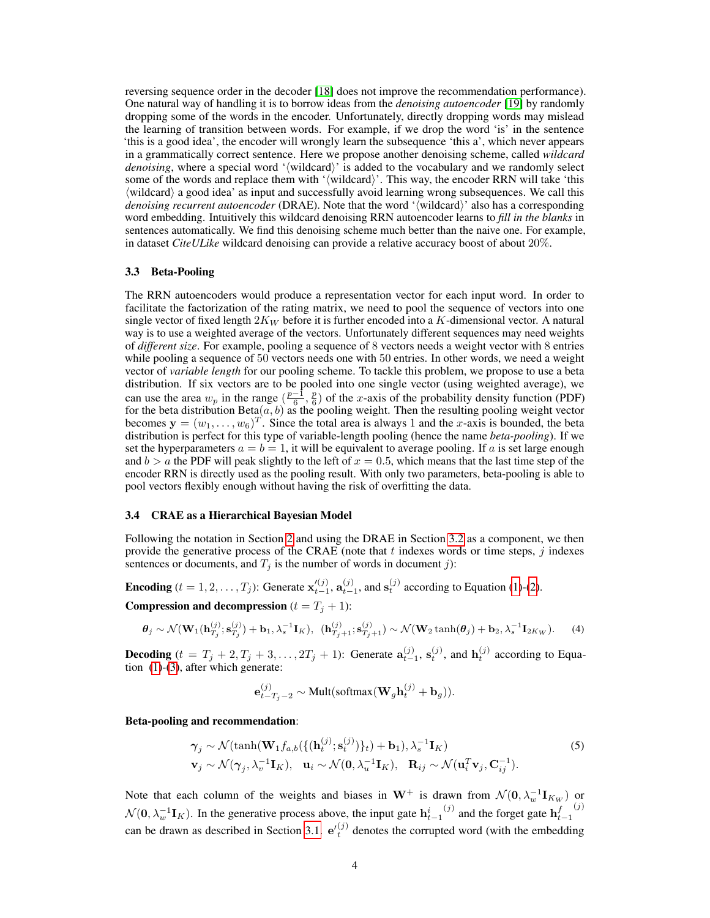reversing sequence order in the decoder [18] does not improve the recommendation performance). One natural way of handling it is to borrow ideas from the *denoising autoencoder* [19] by randomly dropping some of the words in the encoder. Unfortunately, directly dropping words may mislead the learning of transition between words. For example, if we drop the word 'is' in the sentence 'this is a good idea', the encoder will wrongly learn the subsequence 'this a', which never appears in a grammatically correct sentence. Here we propose another denoising scheme, called *wildcard denoising*, where a special word '⟨wildcard⟩' is added to the vocabulary and we randomly select some of the words and replace them with '⟨wildcard⟩'. This way, the encoder RRN will take 'this ⟨wildcard⟩ a good idea' as input and successfully avoid learning wrong subsequences. We call this *denoising recurrent autoencoder* (DRAE). Note that the word '⟨wildcard⟩' also has a corresponding word embedding. Intuitively this wildcard denoising RRN autoencoder learns to *fill in the blanks* in sentences automatically. We find this denoising scheme much better than the naive one. For example, in dataset *CiteULike* wildcard denoising can provide a relative accuracy boost of about 20%.

### 3.3 Beta-Pooling

The RRN autoencoders would produce a representation vector for each input word. In order to facilitate the factorization of the rating matrix, we need to pool the sequence of vectors into one single vector of fixed length $2K_W$ before it is further encoded into a $K$-dimensional vector. A natural way is to use a weighted average of the vectors. Unfortunately different sequences may need weights of *different size*. For example, pooling a sequence of 8 vectors needs a weight vector with 8 entries while pooling a sequence of 50 vectors needs one with 50 entries. In other words, we need a weight vector of *variable length* for our pooling scheme. To tackle this problem, we propose to use a beta distribution. If six vectors are to be pooled into one single vector (using weighted average), we can use the area $w_p$ in the range $(\frac{p-1}{6}, \frac{p}{6})$ of the $x$-axis of the probability density function (PDF) for the beta distribution Beta$(a, b)$ as the pooling weight. Then the resulting pooling weight vector becomes $\mathbf{y} = (w_1, \ldots, w_6)^T$. Since the total area is always 1 and the $x$-axis is bounded, the beta distribution is perfect for this type of variable-length pooling (hence the name *beta-pooling*). If we set the hyperparameters $a = b = 1$, it will be equivalent to average pooling. If $a$ is set large enough and $b > a$ the PDF will peak slightly to the left of $x = 0.5$, which means that the last time step of the encoder RRN is directly used as the pooling result. With only two parameters, beta-pooling is able to pool vectors flexibly enough without having the risk of overfitting the data.

### 3.4 CRAE as a Hierarchical Bayesian Model

Following the notation in Section 2 and using the DRAE in Section 3.2 as a component, we then provide the generative process of the CRAE (note that $t$ indexes words or time steps, $j$ indexes sentences or documents, and $T_j$ is the number of words in document $j$):

**Encoding** ($t = 1, 2, \ldots, T_j$): Generate $\mathbf{x}'^{(j)}_{t-1}$, $\mathbf{a}^{(j)}_{t-1}$, and $\mathbf{s}^{(j)}_t$ according to Equation (1)-(2).

**Compression and decompression** ($t = T_j + 1$):

$$\boldsymbol{\theta}_j \sim \mathcal{N}(\mathbf{W}_1(\mathbf{h}^{(j)}_{T_j}; \mathbf{s}^{(j)}_{T_j}) + \mathbf{b}_1, \lambda_s^{-1}\mathbf{I}_K), \ \ (\mathbf{h}^{(j)}_{T_j+1}; \mathbf{s}^{(j)}_{T_j+1}) \sim \mathcal{N}(\mathbf{W}_2 \tanh(\boldsymbol{\theta}_j) + \mathbf{b}_2, \lambda_s^{-1}\mathbf{I}_{2K_W}). \quad (4)$$

**Decoding** ($t = T_j + 2, T_j + 3, \ldots, 2T_j + 1$): Generate $\mathbf{a}^{(j)}_{t-1}$, $\mathbf{s}^{(j)}_t$, and $\mathbf{h}^{(j)}_t$ according to Equation (1)-(3), after which generate:

$$\mathbf{e}^{(j)}_{t-T_j-2} \sim \text{Mult}(\text{softmax}(\mathbf{W}_g \mathbf{h}^{(j)}_t + \mathbf{b}_g)).$$

**Beta-pooling and recommendation**:

$$\begin{aligned} &\boldsymbol{\gamma}_j \sim \mathcal{N}(\tanh(\mathbf{W}_1 f_{a,b}(\{(\mathbf{h}^{(j)}_t; \mathbf{s}^{(j)}_t)\}_t) + \mathbf{b}_1), \lambda_s^{-1}\mathbf{I}_K) \\ &\mathbf{v}_j \sim \mathcal{N}(\boldsymbol{\gamma}_j, \lambda_v^{-1}\mathbf{I}_K), \quad \mathbf{u}_i \sim \mathcal{N}(\mathbf{0}, \lambda_u^{-1}\mathbf{I}_K), \quad \mathbf{R}_{ij} \sim \mathcal{N}(\mathbf{u}_i^T \mathbf{v}_j, \mathbf{C}_{ij}^{-1}). \end{aligned} \quad (5)$$

Note that each column of the weights and biases in $\mathbf{W}^+$ is drawn from $\mathcal{N}(\mathbf{0}, \lambda_w^{-1}\mathbf{I}_{K_W})$ or $\mathcal{N}(\mathbf{0}, \lambda_w^{-1}\mathbf{I}_K)$. In the generative process above, the input gate ${\mathbf{h}^i_{t-1}}^{(j)}$ and the forget gate ${\mathbf{h}^f_{t-1}}^{(j)}$ can be drawn as described in Section 3.1. ${\mathbf{e}'}^{(j)}_t$ denotes the corrupted word (with the embedding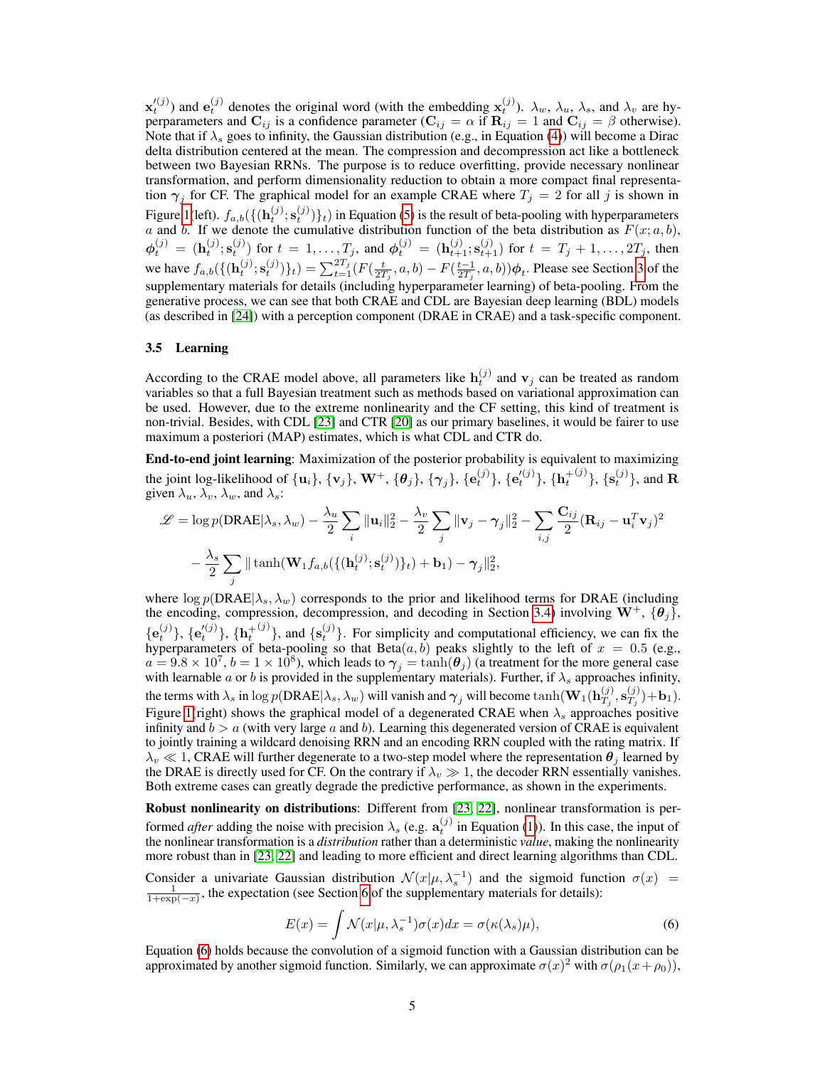$\mathbf{x}_t^{\prime(j)}$) and $\mathbf{e}_t^{(j)}$ denotes the original word (with the embedding $\mathbf{x}_t^{(j)}$). $\lambda_w$, $\lambda_u$, $\lambda_s$, and $\lambda_v$ are hyperparameters and $\mathbf{C}_{ij}$ is a confidence parameter ($\mathbf{C}_{ij} = \alpha$ if $\mathbf{R}_{ij} = 1$ and $\mathbf{C}_{ij} = \beta$ otherwise). Note that if $\lambda_s$ goes to infinity, the Gaussian distribution (e.g., in Equation (4)) will become a Dirac delta distribution centered at the mean. The compression and decompression act like a bottleneck between two Bayesian RRNs. The purpose is to reduce overfitting, provide necessary nonlinear transformation, and perform dimensionality reduction to obtain a more compact final representation $\boldsymbol{\gamma}_j$ for CF. The graphical model for an example CRAE where $T_j = 2$ for all $j$ is shown in Figure 1(left). $f_{a,b}(\{(\mathbf{h}_t^{(j)}; \mathbf{s}_t^{(j)})\}_t)$ in Equation (5) is the result of beta-pooling with hyperparameters $a$ and $b$. If we denote the cumulative distribution function of the beta distribution as $F(x; a, b)$, $\boldsymbol{\phi}_t^{(j)} = (\mathbf{h}_t^{(j)}; \mathbf{s}_t^{(j)})$ for $t = 1, \ldots, T_j$, and $\boldsymbol{\phi}_t^{(j)} = (\mathbf{h}_{t+1}^{(j)}; \mathbf{s}_{t+1}^{(j)})$ for $t = T_j + 1, \ldots, 2T_j$, then we have $f_{a,b}(\{(\mathbf{h}_t^{(j)}; \mathbf{s}_t^{(j)})\}_t) = \sum_{t=1}^{2T_j} (F(\frac{t}{2T_j}, a, b) - F(\frac{t-1}{2T_j}, a, b))\boldsymbol{\phi}_t$. Please see Section 3 of the supplementary materials for details (including hyperparameter learning) of beta-pooling. From the generative process, we can see that both CRAE and CDL are Bayesian deep learning (BDL) models (as described in [24]) with a perception component (DRAE in CRAE) and a task-specific component.

### 3.5 Learning

According to the CRAE model above, all parameters like $\mathbf{h}_t^{(j)}$ and $\mathbf{v}_j$ can be treated as random variables so that a full Bayesian treatment such as methods based on variational approximation can be used. However, due to the extreme nonlinearity and the CF setting, this kind of treatment is non-trivial. Besides, with CDL [23] and CTR [20] as our primary baselines, it would be fairer to use maximum a posteriori (MAP) estimates, which is what CDL and CTR do.

**End-to-end joint learning**: Maximization of the posterior probability is equivalent to maximizing the joint log-likelihood of $\{\mathbf{u}_i\}$, $\{\mathbf{v}_j\}$, $\mathbf{W}^+$, $\{\boldsymbol{\theta}_j\}$, $\{\boldsymbol{\gamma}_j\}$, $\{\mathbf{e}_t^{(j)}\}$, $\{\mathbf{e}_t^{\prime(j)}\}$, $\{\mathbf{h}_t^{+(j)}\}$, $\{\mathbf{s}_t^{(j)}\}$, and $\mathbf{R}$ given $\lambda_u$, $\lambda_v$, $\lambda_w$, and $\lambda_s$:

$$
\begin{aligned}
\mathscr{L} = &\log p(\text{DRAE}|\lambda_s, \lambda_w) - \frac{\lambda_u}{2}\sum_i \|\mathbf{u}_i\|_2^2 - \frac{\lambda_v}{2}\sum_j \|\mathbf{v}_j - \boldsymbol{\gamma}_j\|_2^2 - \sum_{i,j} \frac{\mathbf{C}_{ij}}{2}(\mathbf{R}_{ij} - \mathbf{u}_i^T \mathbf{v}_j)^2 \\
&- \frac{\lambda_s}{2}\sum_j \|\tanh(\mathbf{W}_1 f_{a,b}(\{(\mathbf{h}_t^{(j)}; \mathbf{s}_t^{(j)})\}_t) + \mathbf{b}_1) - \boldsymbol{\gamma}_j\|_2^2,
\end{aligned}
$$

where $\log p(\text{DRAE}|\lambda_s, \lambda_w)$ corresponds to the prior and likelihood terms for DRAE (including the encoding, compression, decompression, and decoding in Section 3.4) involving $\mathbf{W}^+$, $\{\boldsymbol{\theta}_j\}$, $\{\mathbf{e}_t^{(j)}\}$, $\{\mathbf{e}_t^{\prime(j)}\}$, $\{\mathbf{h}_t^{+(j)}\}$, and $\{\mathbf{s}_t^{(j)}\}$. For simplicity and computational efficiency, we can fix the hyperparameters of beta-pooling so that $\text{Beta}(a, b)$ peaks slightly to the left of $x = 0.5$ (e.g., $a = 9.8 \times 10^7$, $b = 1 \times 10^8$), which leads to $\boldsymbol{\gamma}_j = \tanh(\boldsymbol{\theta}_j)$ (a treatment for the more general case with learnable $a$ or $b$ is provided in the supplementary materials). Further, if $\lambda_s$ approaches infinity, the terms with $\lambda_s$ in $\log p(\text{DRAE}|\lambda_s, \lambda_w)$ will vanish and $\boldsymbol{\gamma}_j$ will become $\tanh(\mathbf{W}_1(\mathbf{h}_{T_j}^{(j)}, \mathbf{s}_{T_j}^{(j)}) + \mathbf{b}_1)$. Figure 1(right) shows the graphical model of a degenerated CRAE when $\lambda_s$ approaches positive infinity and $b > a$ (with very large $a$ and $b$). Learning this degenerated version of CRAE is equivalent to jointly training a wildcard denoising RRN and an encoding RRN coupled with the rating matrix. If $\lambda_v \ll 1$, CRAE will further degenerate to a two-step model where the representation $\boldsymbol{\theta}_j$ learned by the DRAE is directly used for CF. On the contrary if $\lambda_v \gg 1$, the decoder RRN essentially vanishes. Both extreme cases can greatly degrade the predictive performance, as shown in the experiments.

**Robust nonlinearity on distributions**: Different from [23, 22], nonlinear transformation is performed *after* adding the noise with precision $\lambda_s$ (e.g. $\mathbf{a}_t^{(j)}$ in Equation (1)). In this case, the input of the nonlinear transformation is a *distribution* rather than a deterministic *value*, making the nonlinearity more robust than in [23, 22] and leading to more efficient and direct learning algorithms than CDL.

Consider a univariate Gaussian distribution $\mathcal{N}(x|\mu, \lambda_s^{-1})$ and the sigmoid function $\sigma(x) = \frac{1}{1+\exp(-x)}$, the expectation (see Section 6 of the supplementary materials for details):

$$
E(x) = \int \mathcal{N}(x|\mu, \lambda_s^{-1})\sigma(x)dx = \sigma(\kappa(\lambda_s)\mu), \tag{6}
$$

Equation (6) holds because the convolution of a sigmoid function with a Gaussian distribution can be approximated by another sigmoid function. Similarly, we can approximate $\sigma(x)^2$ with $\sigma(\rho_1(x + \rho_0))$,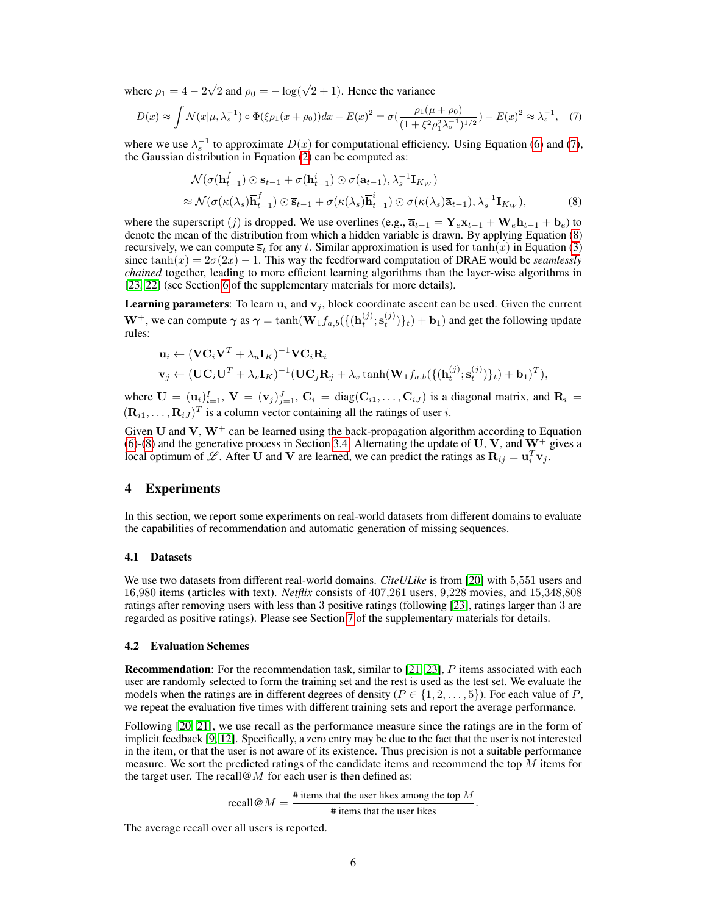where $\rho_1 = 4 - 2\sqrt{2}$ and $\rho_0 = -\log(\sqrt{2}+1)$. Hence the variance

$$D(x) \approx \int \mathcal{N}(x|\mu, \lambda_s^{-1}) \circ \Phi(\xi\rho_1(x+\rho_0))dx - E(x)^2 = \sigma(\frac{\rho_1(\mu+\rho_0)}{(1+\xi^2\rho_1^2\lambda_s^{-1})^{1/2}}) - E(x)^2 \approx \lambda_s^{-1}, \quad (7)$$

where we use $\lambda_s^{-1}$ to approximate $D(x)$ for computational efficiency. Using Equation (6) and (7), the Gaussian distribution in Equation (2) can be computed as:

$$\begin{aligned} &\mathcal{N}(\sigma(\mathbf{h}_{t-1}^f) \odot \mathbf{s}_{t-1} + \sigma(\mathbf{h}_{t-1}^i) \odot \sigma(\mathbf{a}_{t-1}), \lambda_s^{-1}\mathbf{I}_{K_W}) \\ \approx &\mathcal{N}(\sigma(\kappa(\lambda_s)\overline{\mathbf{h}}_{t-1}^f) \odot \overline{\mathbf{s}}_{t-1} + \sigma(\kappa(\lambda_s)\overline{\mathbf{h}}_{t-1}^i) \odot \sigma(\kappa(\lambda_s)\overline{\mathbf{a}}_{t-1}), \lambda_s^{-1}\mathbf{I}_{K_W}), \end{aligned} \quad (8)$$

where the superscript $(j)$ is dropped. We use overlines (e.g., $\overline{\mathbf{a}}_{t-1} = \mathbf{Y}_e\mathbf{x}_{t-1} + \mathbf{W}_e\mathbf{h}_{t-1} + \mathbf{b}_e$) to denote the mean of the distribution from which a hidden variable is drawn. By applying Equation (8) recursively, we can compute $\overline{\mathbf{s}}_t$ for any $t$. Similar approximation is used for $\tanh(x)$ in Equation (3) since $\tanh(x) = 2\sigma(2x) - 1$. This way the feedforward computation of DRAE would be *seamlessly chained* together, leading to more efficient learning algorithms than the layer-wise algorithms in [23, 22] (see Section 6 of the supplementary materials for more details).

**Learning parameters**: To learn $\mathbf{u}_i$ and $\mathbf{v}_j$, block coordinate ascent can be used. Given the current $\mathbf{W}^+$, we can compute $\boldsymbol{\gamma}$ as $\boldsymbol{\gamma} = \tanh(\mathbf{W}_1 f_{a,b}(\{(\mathbf{h}_t^{(j)}; \mathbf{s}_t^{(j)})\}_t) + \mathbf{b}_1)$ and get the following update rules:

$$\mathbf{u}_i \leftarrow (\mathbf{V}\mathbf{C}_i\mathbf{V}^T + \lambda_u\mathbf{I}_K)^{-1}\mathbf{V}\mathbf{C}_i\mathbf{R}_i$$

$$\mathbf{v}_j \leftarrow (\mathbf{U}\mathbf{C}_i\mathbf{U}^T + \lambda_v\mathbf{I}_K)^{-1}(\mathbf{U}\mathbf{C}_j\mathbf{R}_j + \lambda_v \tanh(\mathbf{W}_1 f_{a,b}(\{(\mathbf{h}_t^{(j)}; \mathbf{s}_t^{(j)})\}_t) + \mathbf{b}_1)^T),$$

where $\mathbf{U} = (\mathbf{u}_i)_{i=1}^I$, $\mathbf{V} = (\mathbf{v}_j)_{j=1}^J$, $\mathbf{C}_i = \text{diag}(\mathbf{C}_{i1}, \ldots, \mathbf{C}_{iJ})$ is a diagonal matrix, and $\mathbf{R}_i = (\mathbf{R}_{i1}, \ldots, \mathbf{R}_{iJ})^T$ is a column vector containing all the ratings of user $i$.

Given $\mathbf{U}$ and $\mathbf{V}$, $\mathbf{W}^+$ can be learned using the back-propagation algorithm according to Equation (6)-(8) and the generative process in Section 3.4. Alternating the update of $\mathbf{U}$, $\mathbf{V}$, and $\mathbf{W}^+$ gives a local optimum of $\mathscr{L}$. After $\mathbf{U}$ and $\mathbf{V}$ are learned, we can predict the ratings as $\mathbf{R}_{ij} = \mathbf{u}_i^T\mathbf{v}_j$.

# 4 Experiments

In this section, we report some experiments on real-world datasets from different domains to evaluate the capabilities of recommendation and automatic generation of missing sequences.

## 4.1 Datasets

We use two datasets from different real-world domains. *CiteULike* is from [20] with 5,551 users and 16,980 items (articles with text). *Netflix* consists of 407,261 users, 9,228 movies, and 15,348,808 ratings after removing users with less than 3 positive ratings (following [23], ratings larger than 3 are regarded as positive ratings). Please see Section 7 of the supplementary materials for details.

## 4.2 Evaluation Schemes

**Recommendation**: For the recommendation task, similar to [21, 23], $P$ items associated with each user are randomly selected to form the training set and the rest is used as the test set. We evaluate the models when the ratings are in different degrees of density ($P \in \{1, 2, \ldots, 5\}$). For each value of $P$, we repeat the evaluation five times with different training sets and report the average performance.

Following [20, 21], we use recall as the performance measure since the ratings are in the form of implicit feedback [9, 12]. Specifically, a zero entry may be due to the fact that the user is not interested in the item, or that the user is not aware of its existence. Thus precision is not a suitable performance measure. We sort the predicted ratings of the candidate items and recommend the top $M$ items for the target user. The recall@$M$ for each user is then defined as:

$$\text{recall@}M = \frac{\text{\# items that the user likes among the top } M}{\text{\# items that the user likes}}.$$

The average recall over all users is reported.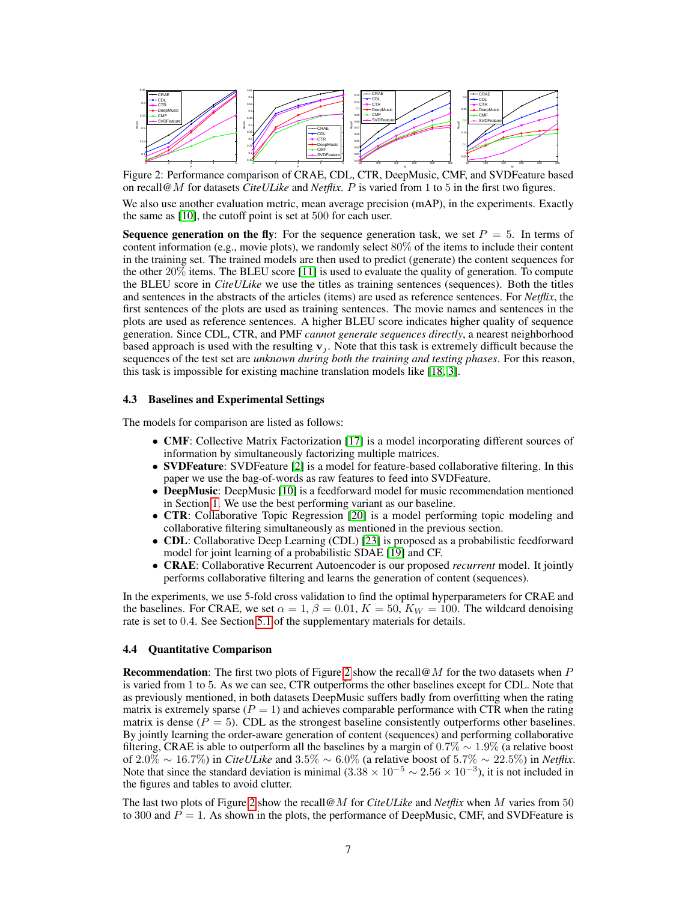Figure 2: Performance comparison of CRAE, CDL, CTR, DeepMusic, CMF, and SVDFeature based on recall@$M$ for datasets *CiteULike* and *Netflix*. $P$ is varied from 1 to 5 in the first two figures.

We also use another evaluation metric, mean average precision (mAP), in the experiments. Exactly the same as [10], the cutoff point is set at 500 for each user.

**Sequence generation on the fly**: For the sequence generation task, we set $P = 5$. In terms of content information (e.g., movie plots), we randomly select 80% of the items to include their content in the training set. The trained models are then used to predict (generate) the content sequences for the other 20% items. The BLEU score [11] is used to evaluate the quality of generation. To compute the BLEU score in *CiteULike* we use the titles as training sentences (sequences). Both the titles and sentences in the abstracts of the articles (items) are used as reference sentences. For *Netflix*, the first sentences of the plots are used as training sentences. The movie names and sentences in the plots are used as reference sentences. A higher BLEU score indicates higher quality of sequence generation. Since CDL, CTR, and PMF *cannot generate sequences directly*, a nearest neighborhood based approach is used with the resulting $\mathbf{v}_j$. Note that this task is extremely difficult because the sequences of the test set are *unknown during both the training and testing phases*. For this reason, this task is impossible for existing machine translation models like [18, 3].

### 4.3 Baselines and Experimental Settings

The models for comparison are listed as follows:

- **CMF**: Collective Matrix Factorization [17] is a model incorporating different sources of information by simultaneously factorizing multiple matrices.
- **SVDFeature**: SVDFeature [2] is a model for feature-based collaborative filtering. In this paper we use the bag-of-words as raw features to feed into SVDFeature.
- **DeepMusic**: DeepMusic [10] is a feedforward model for music recommendation mentioned in Section 1. We use the best performing variant as our baseline.
- **CTR**: Collaborative Topic Regression [20] is a model performing topic modeling and collaborative filtering simultaneously as mentioned in the previous section.
- **CDL**: Collaborative Deep Learning (CDL) [23] is proposed as a probabilistic feedforward model for joint learning of a probabilistic SDAE [19] and CF.
- **CRAE**: Collaborative Recurrent Autoencoder is our proposed *recurrent* model. It jointly performs collaborative filtering and learns the generation of content (sequences).

In the experiments, we use 5-fold cross validation to find the optimal hyperparameters for CRAE and the baselines. For CRAE, we set $\alpha = 1$, $\beta = 0.01$, $K = 50$, $K_W = 100$. The wildcard denoising rate is set to 0.4. See Section 5.1 of the supplementary materials for details.

### 4.4 Quantitative Comparison

**Recommendation**: The first two plots of Figure 2 show the recall@$M$ for the two datasets when $P$ is varied from 1 to 5. As we can see, CTR outperforms the other baselines except for CDL. Note that as previously mentioned, in both datasets DeepMusic suffers badly from overfitting when the rating matrix is extremely sparse ($P = 1$) and achieves comparable performance with CTR when the rating matrix is dense ($P = 5$). CDL as the strongest baseline consistently outperforms other baselines. By jointly learning the order-aware generation of content (sequences) and performing collaborative filtering, CRAE is able to outperform all the baselines by a margin of $0.7\% \sim 1.9\%$ (a relative boost of $2.0\% \sim 16.7\%$) in *CiteULike* and $3.5\% \sim 6.0\%$ (a relative boost of $5.7\% \sim 22.5\%$) in *Netflix*. Note that since the standard deviation is minimal ($3.38 \times 10^{-5} \sim 2.56 \times 10^{-3}$), it is not included in the figures and tables to avoid clutter.

The last two plots of Figure 2 show the recall@$M$ for *CiteULike* and *Netflix* when $M$ varies from 50 to 300 and $P = 1$. As shown in the plots, the performance of DeepMusic, CMF, and SVDFeature is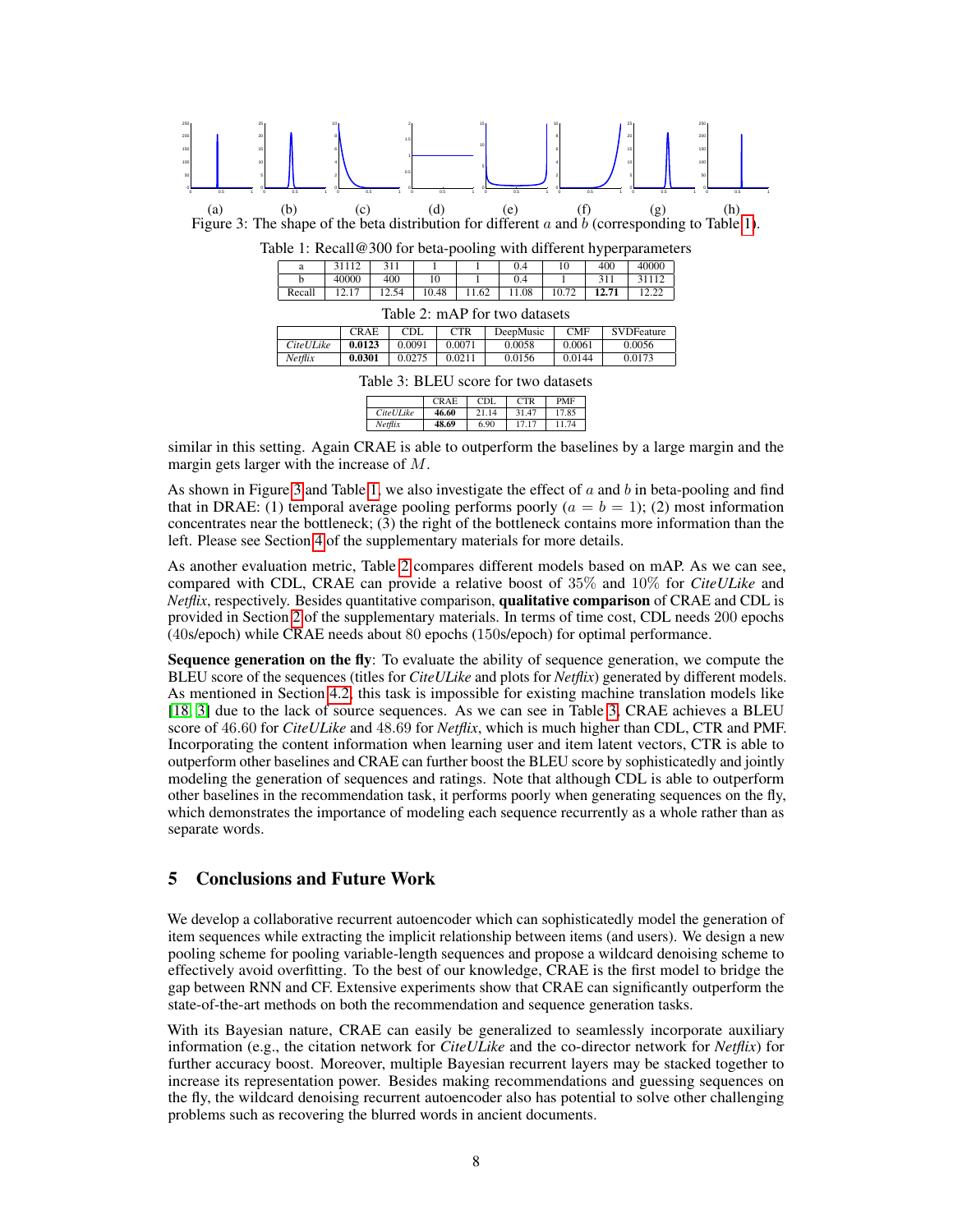(a) (b) (c) (d) (e) (f) (g) (h)

Figure 3: The shape of the beta distribution for different $a$ and $b$ (corresponding to Table 1).

Table 1: Recall@300 for beta-pooling with different hyperparameters

| a | 31112 | 311 | 1 | 1 | 0.4 | 10 | 400 | 40000 |
|---|---|---|---|---|---|---|---|---|
| b | 40000 | 400 | 10 | 1 | 0.4 | 1 | 311 | 31112 |
| Recall | 12.17 | 12.54 | 10.48 | 11.62 | 11.08 | 10.72 | **12.71** | 12.22 |

Table 2: mAP for two datasets

| | CRAE | CDL | CTR | DeepMusic | CMF | SVDFeature |
|---|---|---|---|---|---|---|
| *CiteULike* | **0.0123** | 0.0091 | 0.0071 | 0.0058 | 0.0061 | 0.0056 |
| *Netflix* | **0.0301** | 0.0275 | 0.0211 | 0.0156 | 0.0144 | 0.0173 |

Table 3: BLEU score for two datasets

| | CRAE | CDL | CTR | PMF |
|---|---|---|---|---|
| *CiteULike* | **46.60** | 21.14 | 31.47 | 17.85 |
| *Netflix* | **48.69** | 6.90 | 17.17 | 11.74 |

similar in this setting. Again CRAE is able to outperform the baselines by a large margin and the margin gets larger with the increase of $M$.

As shown in Figure 3 and Table 1, we also investigate the effect of $a$ and $b$ in beta-pooling and find that in DRAE: (1) temporal average pooling performs poorly ($a = b = 1$); (2) most information concentrates near the bottleneck; (3) the right of the bottleneck contains more information than the left. Please see Section 4 of the supplementary materials for more details.

As another evaluation metric, Table 2 compares different models based on mAP. As we can see, compared with CDL, CRAE can provide a relative boost of 35% and 10% for *CiteULike* and *Netflix*, respectively. Besides quantitative comparison, **qualitative comparison** of CRAE and CDL is provided in Section 2 of the supplementary materials. In terms of time cost, CDL needs 200 epochs (40s/epoch) while CRAE needs about 80 epochs (150s/epoch) for optimal performance.

**Sequence generation on the fly**: To evaluate the ability of sequence generation, we compute the BLEU score of the sequences (titles for *CiteULike* and plots for *Netflix*) generated by different models. As mentioned in Section 4.2, this task is impossible for existing machine translation models like [18, 3] due to the lack of source sequences. As we can see in Table 3, CRAE achieves a BLEU score of 46.60 for *CiteULike* and 48.69 for *Netflix*, which is much higher than CDL, CTR and PMF. Incorporating the content information when learning user and item latent vectors, CTR is able to outperform other baselines and CRAE can further boost the BLEU score by sophisticatedly and jointly modeling the generation of sequences and ratings. Note that although CDL is able to outperform other baselines in the recommendation task, it performs poorly when generating sequences on the fly, which demonstrates the importance of modeling each sequence recurrently as a whole rather than as separate words.

## 5 Conclusions and Future Work

We develop a collaborative recurrent autoencoder which can sophisticatedly model the generation of item sequences while extracting the implicit relationship between items (and users). We design a new pooling scheme for pooling variable-length sequences and propose a wildcard denoising scheme to effectively avoid overfitting. To the best of our knowledge, CRAE is the first model to bridge the gap between RNN and CF. Extensive experiments show that CRAE can significantly outperform the state-of-the-art methods on both the recommendation and sequence generation tasks.

With its Bayesian nature, CRAE can easily be generalized to seamlessly incorporate auxiliary information (e.g., the citation network for *CiteULike* and the co-director network for *Netflix*) for further accuracy boost. Moreover, multiple Bayesian recurrent layers may be stacked together to increase its representation power. Besides making recommendations and guessing sequences on the fly, the wildcard denoising recurrent autoencoder also has potential to solve other challenging problems such as recovering the blurred words in ancient documents.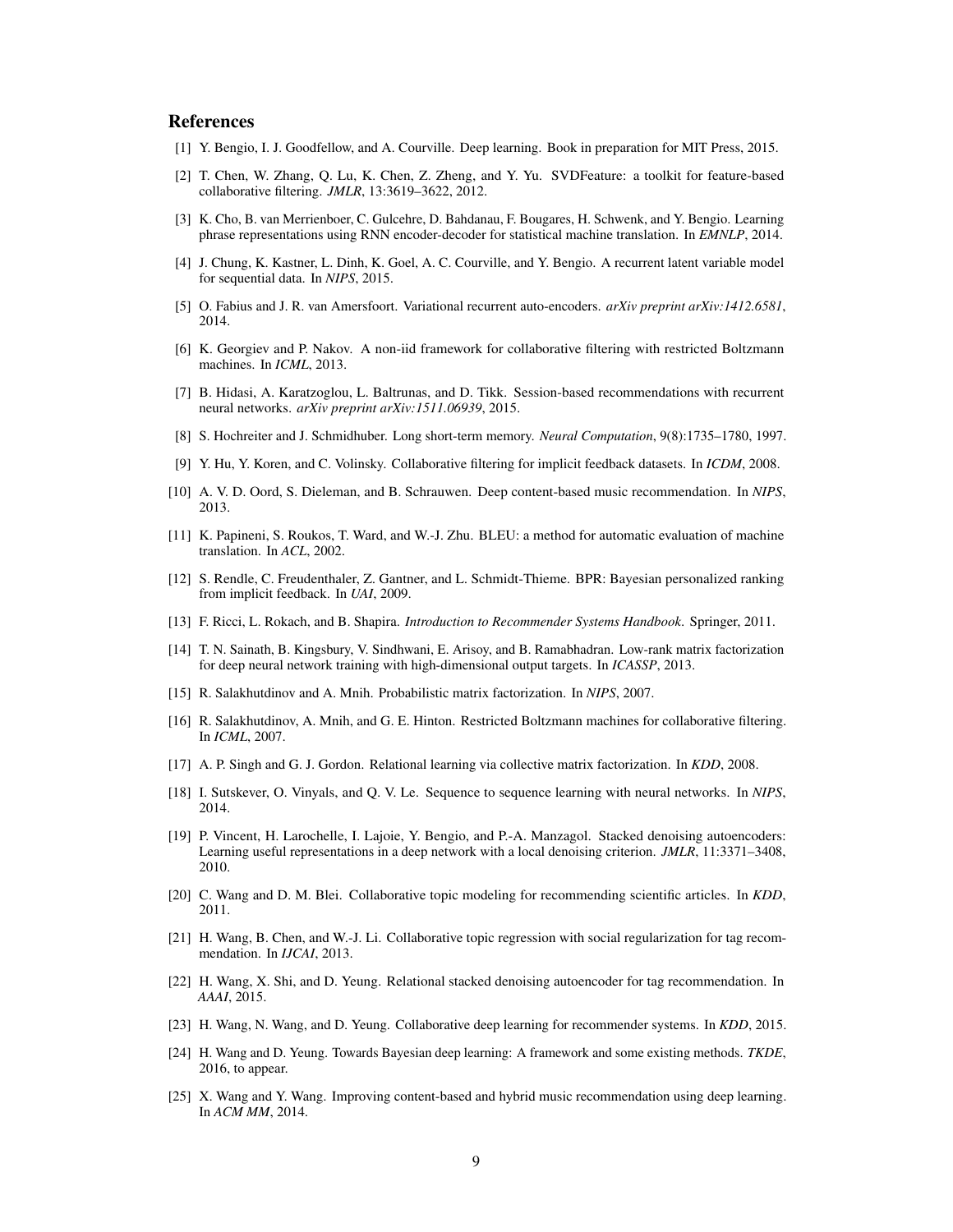## References

[1] Y. Bengio, I. J. Goodfellow, and A. Courville. Deep learning. Book in preparation for MIT Press, 2015.

[2] T. Chen, W. Zhang, Q. Lu, K. Chen, Z. Zheng, and Y. Yu. SVDFeature: a toolkit for feature-based collaborative filtering. *JMLR*, 13:3619–3622, 2012.

[3] K. Cho, B. van Merrienboer, C. Gulcehre, D. Bahdanau, F. Bougares, H. Schwenk, and Y. Bengio. Learning phrase representations using RNN encoder-decoder for statistical machine translation. In *EMNLP*, 2014.

[4] J. Chung, K. Kastner, L. Dinh, K. Goel, A. C. Courville, and Y. Bengio. A recurrent latent variable model for sequential data. In *NIPS*, 2015.

[5] O. Fabius and J. R. van Amersfoort. Variational recurrent auto-encoders. *arXiv preprint arXiv:1412.6581*, 2014.

[6] K. Georgiev and P. Nakov. A non-iid framework for collaborative filtering with restricted Boltzmann machines. In *ICML*, 2013.

[7] B. Hidasi, A. Karatzoglou, L. Baltrunas, and D. Tikk. Session-based recommendations with recurrent neural networks. *arXiv preprint arXiv:1511.06939*, 2015.

[8] S. Hochreiter and J. Schmidhuber. Long short-term memory. *Neural Computation*, 9(8):1735–1780, 1997.

[9] Y. Hu, Y. Koren, and C. Volinsky. Collaborative filtering for implicit feedback datasets. In *ICDM*, 2008.

[10] A. V. D. Oord, S. Dieleman, and B. Schrauwen. Deep content-based music recommendation. In *NIPS*, 2013.

[11] K. Papineni, S. Roukos, T. Ward, and W.-J. Zhu. BLEU: a method for automatic evaluation of machine translation. In *ACL*, 2002.

[12] S. Rendle, C. Freudenthaler, Z. Gantner, and L. Schmidt-Thieme. BPR: Bayesian personalized ranking from implicit feedback. In *UAI*, 2009.

[13] F. Ricci, L. Rokach, and B. Shapira. *Introduction to Recommender Systems Handbook*. Springer, 2011.

[14] T. N. Sainath, B. Kingsbury, V. Sindhwani, E. Arisoy, and B. Ramabhadran. Low-rank matrix factorization for deep neural network training with high-dimensional output targets. In *ICASSP*, 2013.

[15] R. Salakhutdinov and A. Mnih. Probabilistic matrix factorization. In *NIPS*, 2007.

[16] R. Salakhutdinov, A. Mnih, and G. E. Hinton. Restricted Boltzmann machines for collaborative filtering. In *ICML*, 2007.

[17] A. P. Singh and G. J. Gordon. Relational learning via collective matrix factorization. In *KDD*, 2008.

[18] I. Sutskever, O. Vinyals, and Q. V. Le. Sequence to sequence learning with neural networks. In *NIPS*, 2014.

[19] P. Vincent, H. Larochelle, I. Lajoie, Y. Bengio, and P.-A. Manzagol. Stacked denoising autoencoders: Learning useful representations in a deep network with a local denoising criterion. *JMLR*, 11:3371–3408, 2010.

[20] C. Wang and D. M. Blei. Collaborative topic modeling for recommending scientific articles. In *KDD*, 2011.

[21] H. Wang, B. Chen, and W.-J. Li. Collaborative topic regression with social regularization for tag recommendation. In *IJCAI*, 2013.

[22] H. Wang, X. Shi, and D. Yeung. Relational stacked denoising autoencoder for tag recommendation. In *AAAI*, 2015.

[23] H. Wang, N. Wang, and D. Yeung. Collaborative deep learning for recommender systems. In *KDD*, 2015.

[24] H. Wang and D. Yeung. Towards Bayesian deep learning: A framework and some existing methods. *TKDE*, 2016, to appear.

[25] X. Wang and Y. Wang. Improving content-based and hybrid music recommendation using deep learning. In *ACM MM*, 2014.